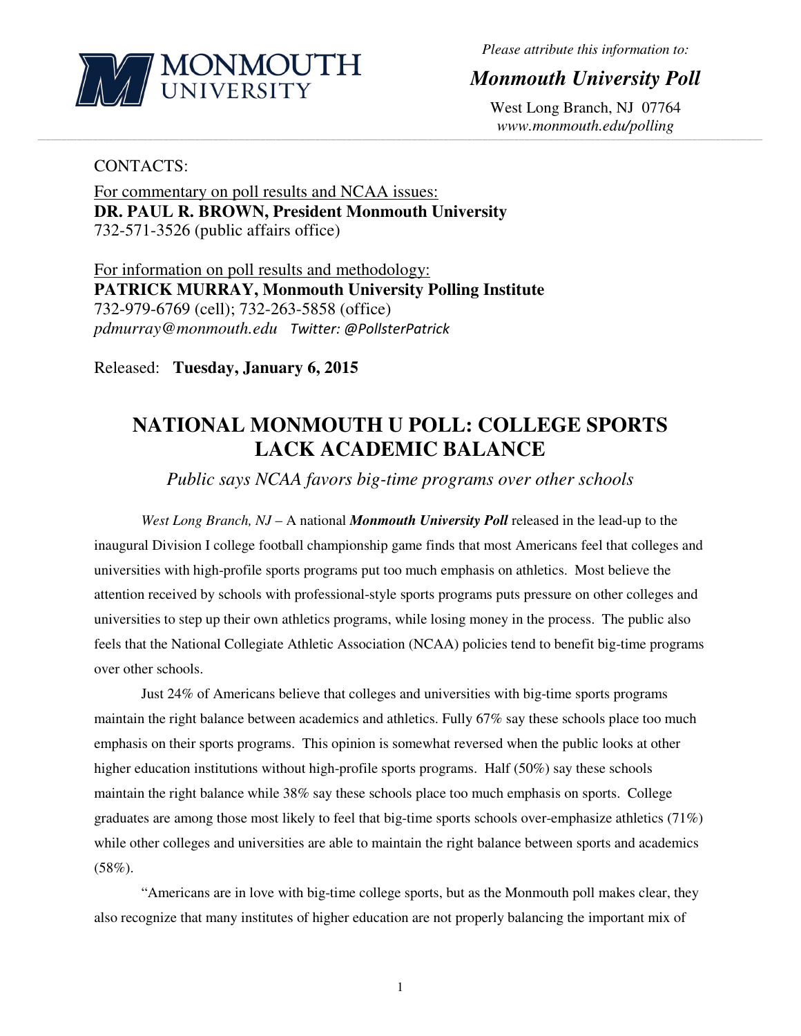*Please attribute this information to:*

***Monmouth University Poll***

West Long Branch, NJ 07764
*www.monmouth.edu/polling*

---

CONTACTS:

For commentary on poll results and NCAA issues:
**DR. PAUL R. BROWN, President Monmouth University**
732-571-3526 (public affairs office)

For information on poll results and methodology:
**PATRICK MURRAY, Monmouth University Polling Institute**
732-979-6769 (cell); 732-263-5858 (office)
*pdmurray@monmouth.edu* *Twitter: @PollsterPatrick*

Released: **Tuesday, January 6, 2015**

# NATIONAL MONMOUTH U POLL: COLLEGE SPORTS LACK ACADEMIC BALANCE

*Public says NCAA favors big-time programs over other schools*

*West Long Branch, NJ* – A national ***Monmouth University Poll*** released in the lead-up to the inaugural Division I college football championship game finds that most Americans feel that colleges and universities with high-profile sports programs put too much emphasis on athletics. Most believe the attention received by schools with professional-style sports programs puts pressure on other colleges and universities to step up their own athletics programs, while losing money in the process. The public also feels that the National Collegiate Athletic Association (NCAA) policies tend to benefit big-time programs over other schools.

Just 24% of Americans believe that colleges and universities with big-time sports programs maintain the right balance between academics and athletics. Fully 67% say these schools place too much emphasis on their sports programs. This opinion is somewhat reversed when the public looks at other higher education institutions without high-profile sports programs. Half (50%) say these schools maintain the right balance while 38% say these schools place too much emphasis on sports. College graduates are among those most likely to feel that big-time sports schools over-emphasize athletics (71%) while other colleges and universities are able to maintain the right balance between sports and academics (58%).

"Americans are in love with big-time college sports, but as the Monmouth poll makes clear, they also recognize that many institutes of higher education are not properly balancing the important mix of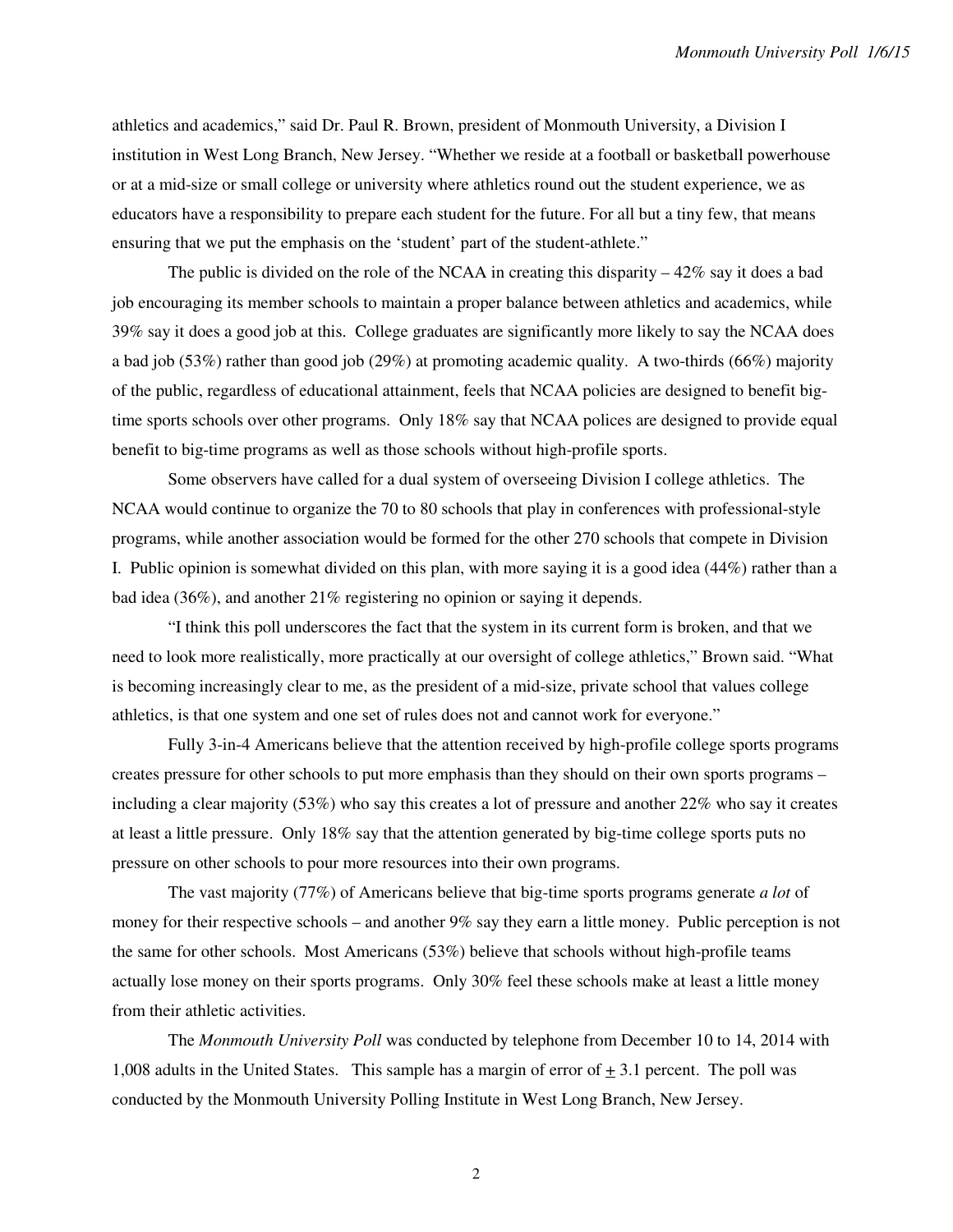athletics and academics," said Dr. Paul R. Brown, president of Monmouth University, a Division I institution in West Long Branch, New Jersey. "Whether we reside at a football or basketball powerhouse or at a mid-size or small college or university where athletics round out the student experience, we as educators have a responsibility to prepare each student for the future. For all but a tiny few, that means ensuring that we put the emphasis on the 'student' part of the student-athlete."

The public is divided on the role of the NCAA in creating this disparity – 42% say it does a bad job encouraging its member schools to maintain a proper balance between athletics and academics, while 39% say it does a good job at this. College graduates are significantly more likely to say the NCAA does a bad job (53%) rather than good job (29%) at promoting academic quality. A two-thirds (66%) majority of the public, regardless of educational attainment, feels that NCAA policies are designed to benefit big-time sports schools over other programs. Only 18% say that NCAA polices are designed to provide equal benefit to big-time programs as well as those schools without high-profile sports.

Some observers have called for a dual system of overseeing Division I college athletics. The NCAA would continue to organize the 70 to 80 schools that play in conferences with professional-style programs, while another association would be formed for the other 270 schools that compete in Division I. Public opinion is somewhat divided on this plan, with more saying it is a good idea (44%) rather than a bad idea (36%), and another 21% registering no opinion or saying it depends.

"I think this poll underscores the fact that the system in its current form is broken, and that we need to look more realistically, more practically at our oversight of college athletics," Brown said. "What is becoming increasingly clear to me, as the president of a mid-size, private school that values college athletics, is that one system and one set of rules does not and cannot work for everyone."

Fully 3-in-4 Americans believe that the attention received by high-profile college sports programs creates pressure for other schools to put more emphasis than they should on their own sports programs – including a clear majority (53%) who say this creates a lot of pressure and another 22% who say it creates at least a little pressure. Only 18% say that the attention generated by big-time college sports puts no pressure on other schools to pour more resources into their own programs.

The vast majority (77%) of Americans believe that big-time sports programs generate *a lot* of money for their respective schools – and another 9% say they earn a little money. Public perception is not the same for other schools. Most Americans (53%) believe that schools without high-profile teams actually lose money on their sports programs. Only 30% feel these schools make at least a little money from their athletic activities.

The *Monmouth University Poll* was conducted by telephone from December 10 to 14, 2014 with 1,008 adults in the United States. This sample has a margin of error of ± 3.1 percent. The poll was conducted by the Monmouth University Polling Institute in West Long Branch, New Jersey.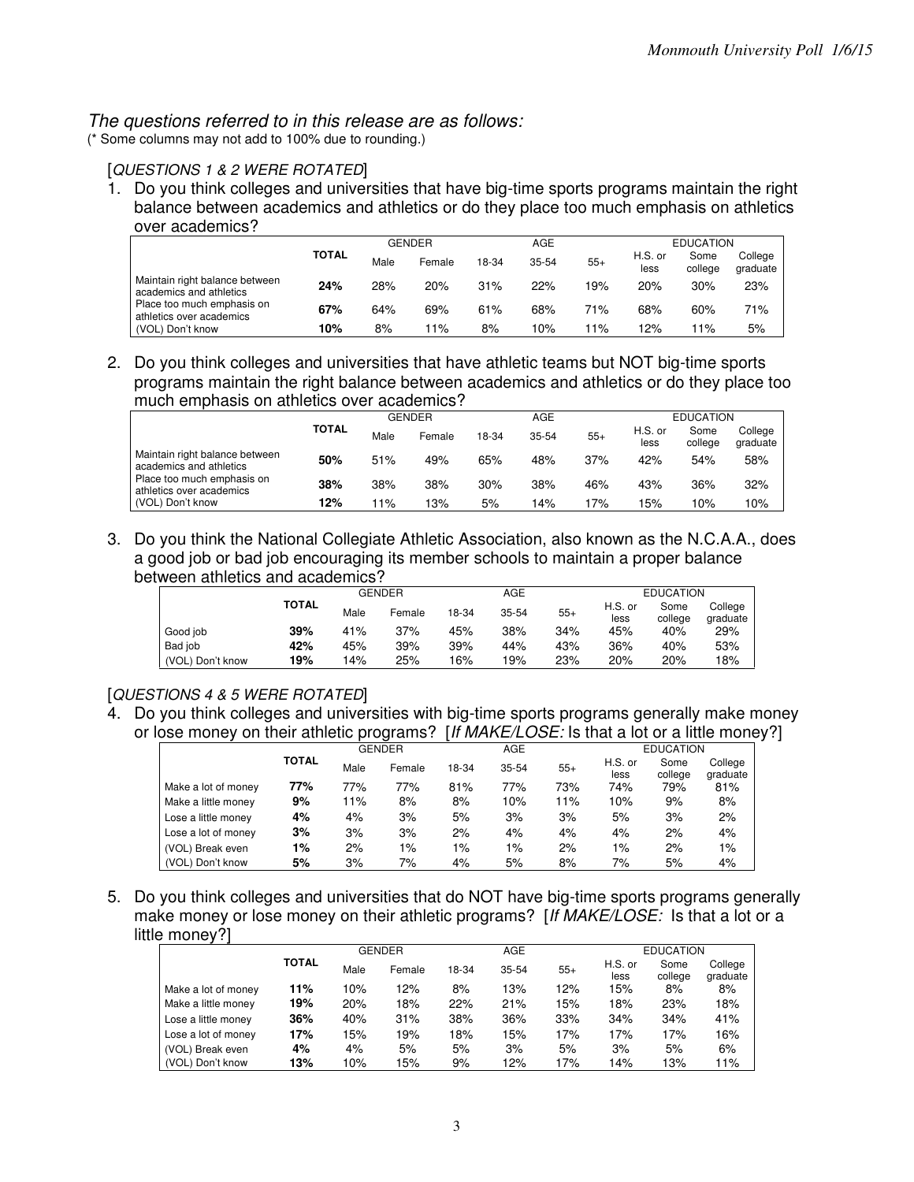*The questions referred to in this release are as follows:*
(* Some columns may not add to 100% due to rounding.)

[*QUESTIONS 1 & 2 WERE ROTATED*]

1. Do you think colleges and universities that have big-time sports programs maintain the right balance between academics and athletics or do they place too much emphasis on athletics over academics?

| | TOTAL | GENDER | | AGE | | | EDUCATION | | |
|---|---|---|---|---|---|---|---|---|---|
| | | Male | Female | 18-34 | 35-54 | 55+ | H.S. or less | Some college | College graduate |
| Maintain right balance between academics and athletics | **24%** | 28% | 20% | 31% | 22% | 19% | 20% | 30% | 23% |
| Place too much emphasis on athletics over academics | **67%** | 64% | 69% | 61% | 68% | 71% | 68% | 60% | 71% |
| (VOL) Don't know | **10%** | 8% | 11% | 8% | 10% | 11% | 12% | 11% | 5% |

2. Do you think colleges and universities that have athletic teams but NOT big-time sports programs maintain the right balance between academics and athletics or do they place too much emphasis on athletics over academics?

| | TOTAL | GENDER | | AGE | | | EDUCATION | | |
|---|---|---|---|---|---|---|---|---|---|
| | | Male | Female | 18-34 | 35-54 | 55+ | H.S. or less | Some college | College graduate |
| Maintain right balance between academics and athletics | **50%** | 51% | 49% | 65% | 48% | 37% | 42% | 54% | 58% |
| Place too much emphasis on athletics over academics | **38%** | 38% | 38% | 30% | 38% | 46% | 43% | 36% | 32% |
| (VOL) Don't know | **12%** | 11% | 13% | 5% | 14% | 17% | 15% | 10% | 10% |

3. Do you think the National Collegiate Athletic Association, also known as the N.C.A.A., does a good job or bad job encouraging its member schools to maintain a proper balance between athletics and academics?

| | TOTAL | GENDER | | AGE | | | EDUCATION | | |
|---|---|---|---|---|---|---|---|---|---|
| | | Male | Female | 18-34 | 35-54 | 55+ | H.S. or less | Some college | College graduate |
| Good job | **39%** | 41% | 37% | 45% | 38% | 34% | 45% | 40% | 29% |
| Bad job | **42%** | 45% | 39% | 39% | 44% | 43% | 36% | 40% | 53% |
| (VOL) Don't know | **19%** | 14% | 25% | 16% | 19% | 23% | 20% | 20% | 18% |

[*QUESTIONS 4 & 5 WERE ROTATED*]

4. Do you think colleges and universities with big-time sports programs generally make money or lose money on their athletic programs? [*If MAKE/LOSE:* Is that a lot or a little money?]

| | TOTAL | GENDER | | AGE | | | EDUCATION | | |
|---|---|---|---|---|---|---|---|---|---|
| | | Male | Female | 18-34 | 35-54 | 55+ | H.S. or less | Some college | College graduate |
| Make a lot of money | **77%** | 77% | 77% | 81% | 77% | 73% | 74% | 79% | 81% |
| Make a little money | **9%** | 11% | 8% | 8% | 10% | 11% | 10% | 9% | 8% |
| Lose a little money | **4%** | 4% | 3% | 5% | 3% | 3% | 5% | 3% | 2% |
| Lose a lot of money | **3%** | 3% | 3% | 2% | 4% | 4% | 4% | 2% | 4% |
| (VOL) Break even | **1%** | 2% | 1% | 1% | 1% | 2% | 1% | 2% | 1% |
| (VOL) Don't know | **5%** | 3% | 7% | 4% | 5% | 8% | 7% | 5% | 4% |

5. Do you think colleges and universities that do NOT have big-time sports programs generally make money or lose money on their athletic programs? [*If MAKE/LOSE:* Is that a lot or a little money?]

| | TOTAL | GENDER | | AGE | | | EDUCATION | | |
|---|---|---|---|---|---|---|---|---|---|
| | | Male | Female | 18-34 | 35-54 | 55+ | H.S. or less | Some college | College graduate |
| Make a lot of money | **11%** | 10% | 12% | 8% | 13% | 12% | 15% | 8% | 8% |
| Make a little money | **19%** | 20% | 18% | 22% | 21% | 15% | 18% | 23% | 18% |
| Lose a little money | **36%** | 40% | 31% | 38% | 36% | 33% | 34% | 34% | 41% |
| Lose a lot of money | **17%** | 15% | 19% | 18% | 15% | 17% | 17% | 17% | 16% |
| (VOL) Break even | **4%** | 4% | 5% | 5% | 3% | 5% | 3% | 5% | 6% |
| (VOL) Don't know | **13%** | 10% | 15% | 9% | 12% | 17% | 14% | 13% | 11% |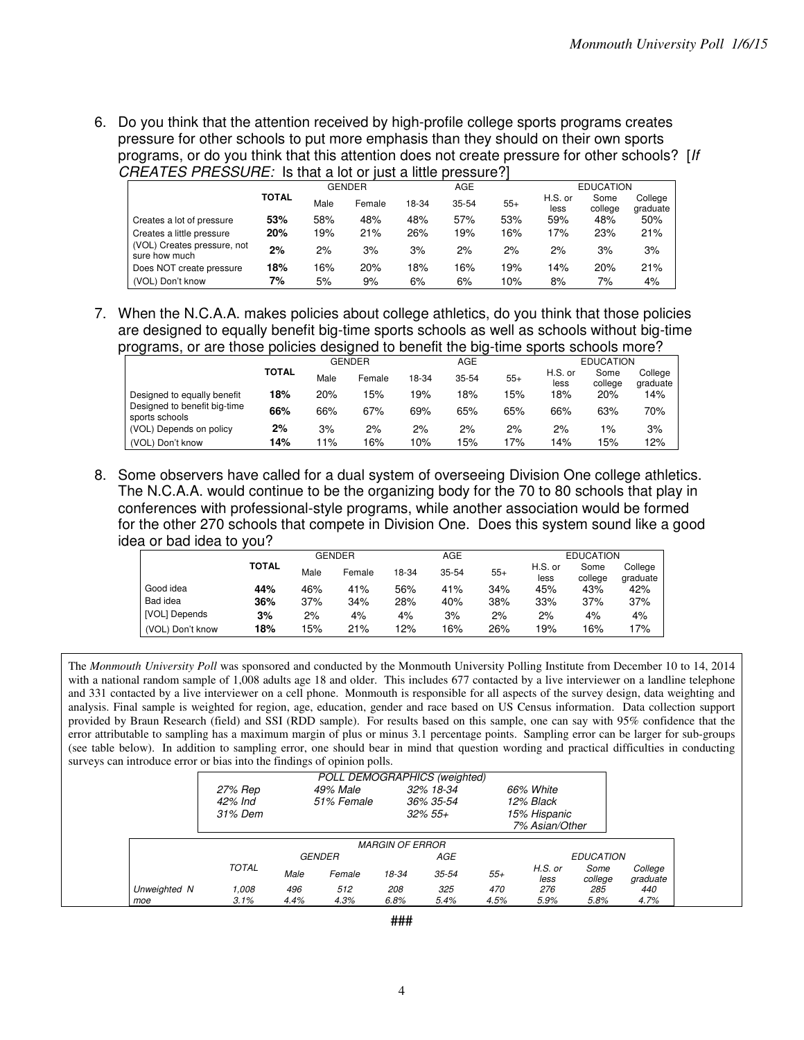6. Do you think that the attention received by high-profile college sports programs creates pressure for other schools to put more emphasis than they should on their own sports programs, or do you think that this attention does not create pressure for other schools? [*If CREATES PRESSURE:* Is that a lot or just a little pressure?]

| | TOTAL | GENDER | | AGE | | | EDUCATION | | |
|---|---|---|---|---|---|---|---|---|---|
| | | Male | Female | 18-34 | 35-54 | 55+ | H.S. or less | Some college | College graduate |
| Creates a lot of pressure | **53%** | 58% | 48% | 48% | 57% | 53% | 59% | 48% | 50% |
| Creates a little pressure | **20%** | 19% | 21% | 26% | 19% | 16% | 17% | 23% | 21% |
| (VOL) Creates pressure, not sure how much | **2%** | 2% | 3% | 3% | 2% | 2% | 2% | 3% | 3% |
| Does NOT create pressure | **18%** | 16% | 20% | 18% | 16% | 19% | 14% | 20% | 21% |
| (VOL) Don't know | **7%** | 5% | 9% | 6% | 6% | 10% | 8% | 7% | 4% |

7. When the N.C.A.A. makes policies about college athletics, do you think that those policies are designed to equally benefit big-time sports schools as well as schools without big-time programs, or are those policies designed to benefit the big-time sports schools more?

| | TOTAL | GENDER | | AGE | | | EDUCATION | | |
|---|---|---|---|---|---|---|---|---|---|
| | | Male | Female | 18-34 | 35-54 | 55+ | H.S. or less | Some college | College graduate |
| Designed to equally benefit | **18%** | 20% | 15% | 19% | 18% | 15% | 18% | 20% | 14% |
| Designed to benefit big-time sports schools | **66%** | 66% | 67% | 69% | 65% | 65% | 66% | 63% | 70% |
| (VOL) Depends on policy | **2%** | 3% | 2% | 2% | 2% | 2% | 2% | 1% | 3% |
| (VOL) Don't know | **14%** | 11% | 16% | 10% | 15% | 17% | 14% | 15% | 12% |

8. Some observers have called for a dual system of overseeing Division One college athletics. The N.C.A.A. would continue to be the organizing body for the 70 to 80 schools that play in conferences with professional-style programs, while another association would be formed for the other 270 schools that compete in Division One. Does this system sound like a good idea or bad idea to you?

| | TOTAL | GENDER | | AGE | | | EDUCATION | | |
|---|---|---|---|---|---|---|---|---|---|
| | | Male | Female | 18-34 | 35-54 | 55+ | H.S. or less | Some college | College graduate |
| Good idea | **44%** | 46% | 41% | 56% | 41% | 34% | 45% | 43% | 42% |
| Bad idea | **36%** | 37% | 34% | 28% | 40% | 38% | 33% | 37% | 37% |
| [VOL] Depends | **3%** | 2% | 4% | 4% | 3% | 2% | 2% | 4% | 4% |
| (VOL) Don't know | **18%** | 15% | 21% | 12% | 16% | 26% | 19% | 16% | 17% |

The *Monmouth University Poll* was sponsored and conducted by the Monmouth University Polling Institute from December 10 to 14, 2014 with a national random sample of 1,008 adults age 18 and older. This includes 677 contacted by a live interviewer on a landline telephone and 331 contacted by a live interviewer on a cell phone. Monmouth is responsible for all aspects of the survey design, data weighting and analysis. Final sample is weighted for region, age, education, gender and race based on US Census information. Data collection support provided by Braun Research (field) and SSI (RDD sample). For results based on this sample, one can say with 95% confidence that the error attributable to sampling has a maximum margin of plus or minus 3.1 percentage points. Sampling error can be larger for sub-groups (see table below). In addition to sampling error, one should bear in mind that question wording and practical difficulties in conducting surveys can introduce error or bias into the findings of opinion polls.

| *POLL DEMOGRAPHICS (weighted)* | | | |
|---|---|---|---|
| *27% Rep* | *49% Male* | *32% 18-34* | *66% White* |
| *42% Ind* | *51% Female* | *36% 35-54* | *12% Black* |
| *31% Dem* | | *32% 55+* | *15% Hispanic* |
| | | | *7% Asian/Other* |

| *MARGIN OF ERROR* | | | | | | | | | |
|---|---|---|---|---|---|---|---|---|---|
| | *TOTAL* | *GENDER* | | *AGE* | | | *EDUCATION* | | |
| | | *Male* | *Female* | *18-34* | *35-54* | *55+* | *H.S. or less* | *Some college* | *College graduate* |
| *Unweighted N* | *1,008* | *496* | *512* | *208* | *325* | *470* | *276* | *285* | *440* |
| *moe* | *3.1%* | *4.4%* | *4.3%* | *6.8%* | *5.4%* | *4.5%* | *5.9%* | *5.8%* | *4.7%* |

###